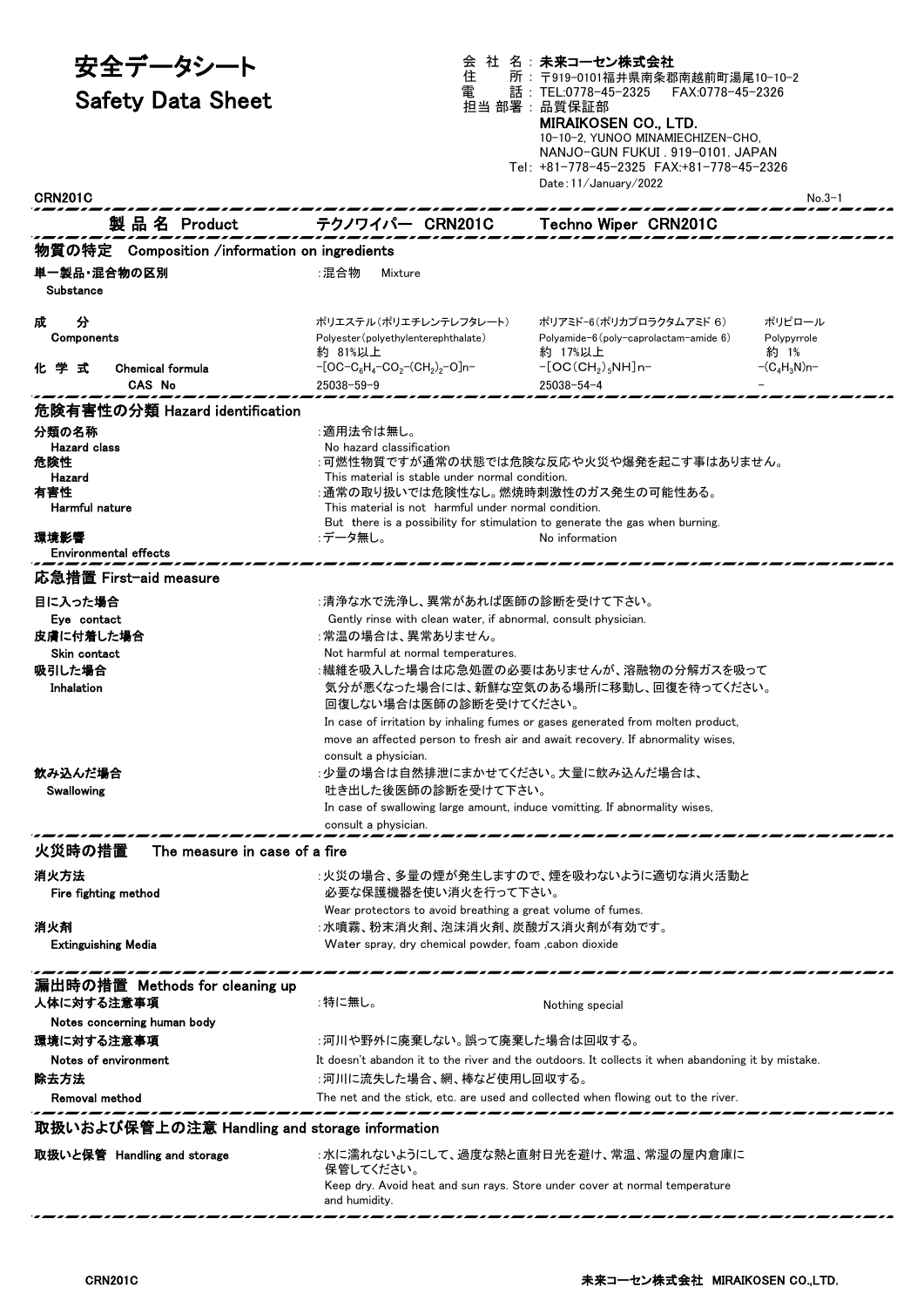# 安全データシート
# Safety Data Sheet

会社名：未来コーセン株式会社
住所：〒919-0101福井県南条郡南越前町湯尾10-10-2
電話：TEL:0778-45-2325　FAX:0778-45-2326
担当部署：品質保証部

**MIRAIKOSEN CO., LTD.**
10-10-2, YUNOO MINAMIECHIZEN-CHO,
NANJO-GUN FUKUI . 919-0101. JAPAN
Tel: +81-778-45-2325　FAX:+81-778-45-2326
Date: 11/January/2022

CRN201C　No.3-1

| 製品名 Product | テクノワイパー CRN201C | Techno Wiper CRN201C |
|---|---|---|

## 物質の特定　Composition /information on ingredients

**単一製品・混合物の区別 Substance**　：混合物　Mixture

| | | | |
|---|---|---|---|
| **成分** Components | ポリエステル(ポリエチレンテレフタレート) Polyester(polyethylenterephthalate) 約 81%以上 | ポリアミド-6(ポリカプロラクタムアミド 6) Polyamide-6(poly-caprolactam-amide 6) 約 17%以上 | ポリピロール Polypyrrole 約 1% |
| **化学式** Chemical formula | $-[OC-C_6H_4-CO_2-(CH_2)_2-O]n-$ | $-[OC(CH_2)_5NH]n-$ | $-(C_4H_3N)n-$ |
| CAS No | 25038-59-9 | 25038-54-4 | - |

## 危険有害性の分類 Hazard identification

**分類の名称 Hazard class**
：適用法令は無し。
No hazard classification

**危険性 Hazard**
：可燃性物質ですが通常の状態では危険な反応や火災や爆発を起こす事はありません。
This material is stable under normal condition.

**有害性 Harmful nature**
：通常の取り扱いでは危険性なし。燃焼時刺激性のガス発生の可能性ある。
This material is not harmful under normal condition.
But there is a possibility for stimulation to generate the gas when burning.

**環境影響 Environmental effects**
：データ無し。　No information

## 応急措置 First-aid measure

**目に入った場合 Eye contact**
：清浄な水で洗浄し、異常があれば医師の診断を受けて下さい。
Gently rinse with clean water, if abnormal, consult physician.

**皮膚に付着した場合 Skin contact**
：常温の場合は、異常ありません。
Not harmful at normal temperatures.

**吸引した場合 Inhalation**
：繊維を吸入した場合は応急処置の必要はありませんが、溶融物の分解ガスを吸って気分が悪くなった場合には、新鮮な空気のある場所に移動し、回復を待ってください。回復しない場合は医師の診断を受けてください。
In case of irritation by inhaling fumes or gases generated from molten product, move an affected person to fresh air and await recovery. If abnormality wises, consult a physician.

**飲み込んだ場合 Swallowing**
：少量の場合は自然排泄にまかせてください。大量に飲み込んだ場合は、吐き出した後医師の診断を受けて下さい。
In case of swallowing large amount, induce vomitting. If abnormality wises, consult a physician.

## 火災時の措置　The measure in case of a fire

**消火方法 Fire fighting method**
：火災の場合、多量の煙が発生しますので、煙を吸わないように適切な消火活動と必要な保護機器を使い消火を行って下さい。
Wear protectors to avoid breathing a great volume of fumes.

**消火剤 Extinguishing Media**
：水噴霧、粉末消火剤、泡沫消火剤、炭酸ガス消火剤が有効です。
Water spray, dry chemical powder, foam ,cabon dioxide

## 漏出時の措置　Methods for cleaning up

**人体に対する注意事項 Notes concerning human body**
：特に無し。　Nothing special

**環境に対する注意事項 Notes of environment**
：河川や野外に廃棄しない。誤って廃棄した場合は回収する。
It doesn't abandon it to the river and the outdoors. It collects it when abandoning it by mistake.

**除去方法 Removal method**
：河川に流失した場合、網、棒など使用し回収する。
The net and the stick, etc. are used and collected when flowing out to the river.

## 取扱いおよび保管上の注意 Handling and storage information

**取扱いと保管　Handling and storage**
：水に濡れないようにして、過度な熱と直射日光を避け、常温、常湿の屋内倉庫に保管してください。
Keep dry. Avoid heat and sun rays. Store under cover at normal temperature and humidity.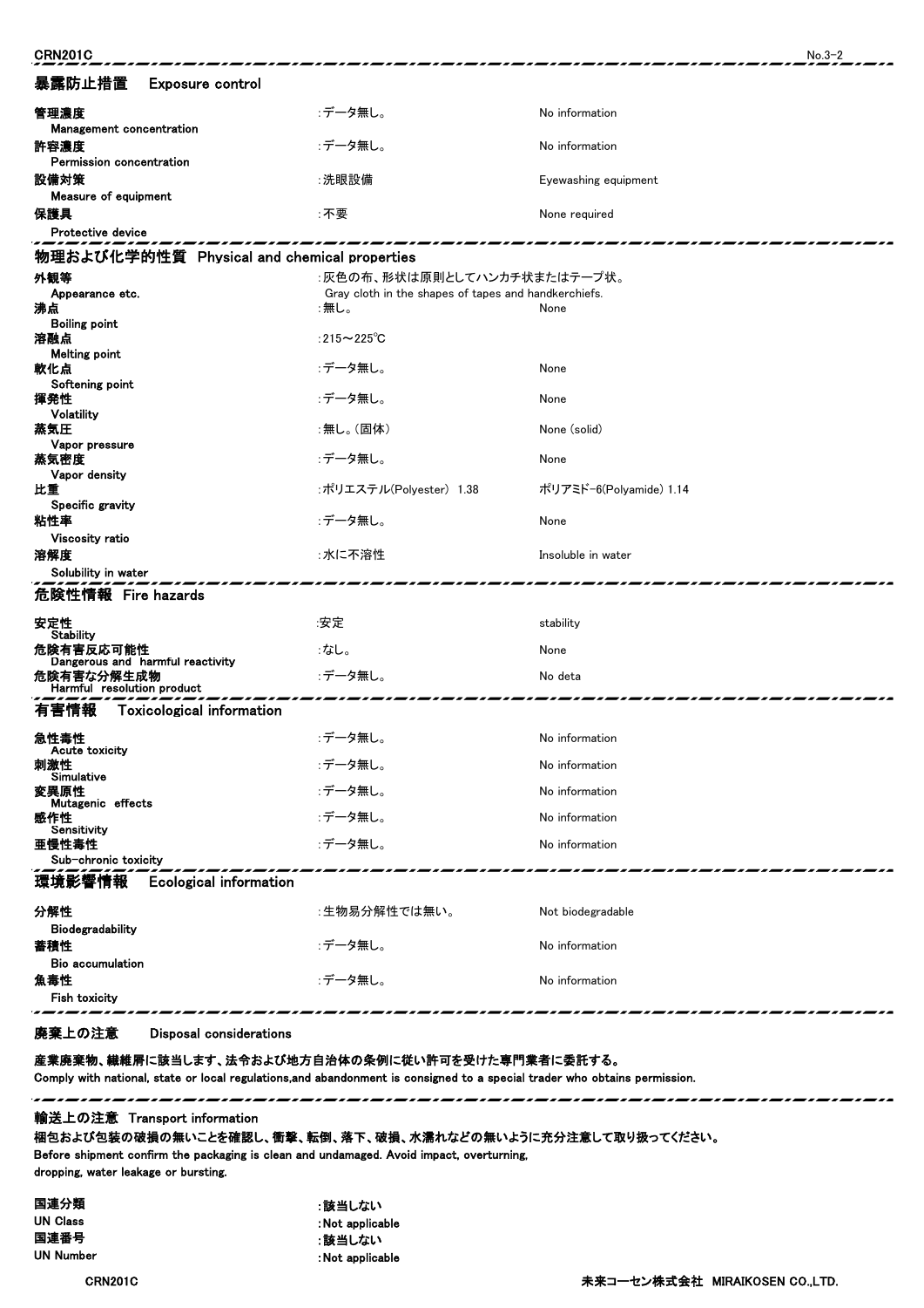## 暴露防止措置　Exposure control

| | | |
|---|---|---|
| 管理濃度 Management concentration | :データ無し。 | No information |
| 許容濃度 Permission concentration | :データ無し。 | No information |
| 設備対策 Measure of equipment | :洗眼設備 | Eyewashing equipment |
| 保護具 Protective device | :不要 | None required |

## 物理および化学的性質　Physical and chemical properties

| | | |
|---|---|---|
| 外観等 Appearance etc. | :灰色の布、形状は原則としてハンカチ状またはテープ状。 Gray cloth in the shapes of tapes and handkerchiefs. | |
| 沸点 Boiling point | :無し。 | None |
| 溶融点 Melting point | :215～225℃ | |
| 軟化点 Softening point | :データ無し。 | None |
| 揮発性 Volatility | :データ無し。 | None |
| 蒸気圧 Vapor pressure | :無し。(固体) | None (solid) |
| 蒸気密度 Vapor density | :データ無し。 | None |
| 比重 Specific gravity | :ポリエステル(Polyester) 1.38 | ポリアミド-6(Polyamide) 1.14 |
| 粘性率 Viscosity ratio | :データ無し。 | None |
| 溶解度 Solubility in water | :水に不溶性 | Insoluble in water |

## 危険性情報　Fire hazards

| | | |
|---|---|---|
| 安定性 Stability | :安定 | stability |
| 危険有害反応可能性 Dangerous and harmful reactivity | :なし。 | None |
| 危険有害な分解生成物 Harmful resolution product | :データ無し。 | No deta |

## 有害情報　Toxicological information

| | | |
|---|---|---|
| 急性毒性 Acute toxicity | :データ無し。 | No information |
| 刺激性 Simulative | :データ無し。 | No information |
| 変異原性 Mutagenic effects | :データ無し。 | No information |
| 感作性 Sensitivity | :データ無し。 | No information |
| 亜慢性毒性 Sub-chronic toxicity | :データ無し。 | No information |

## 環境影響情報　Ecological information

| | | |
|---|---|---|
| 分解性 Biodegradability | :生物易分解性では無い。 | Not biodegradable |
| 蓄積性 Bio accumulation | :データ無し。 | No information |
| 魚毒性 Fish toxicity | :データ無し。 | No information |

## 廃棄上の注意　Disposal considerations

**産業廃棄物、繊維屑に該当します、法令および地方自治体の条例に従い許可を受けた専門業者に委託する。**
**Comply with national, state or local regulations,and abandonment is consigned to a special trader who obtains permission.**

## 輸送上の注意　Transport information

**梱包および包装の破損の無いことを確認し、衝撃、転倒、落下、破損、水濡れなどの無いように充分注意して取り扱ってください。**
**Before shipment confirm the packaging is clean and undamaged. Avoid impact, overturning, dropping, water leakage or bursting.**

| | |
|---|---|
| **国連分類** | **:該当しない** |
| **UN Class** | **:Not applicable** |
| **国連番号** | **:該当しない** |
| **UN Number** | **:Not applicable** |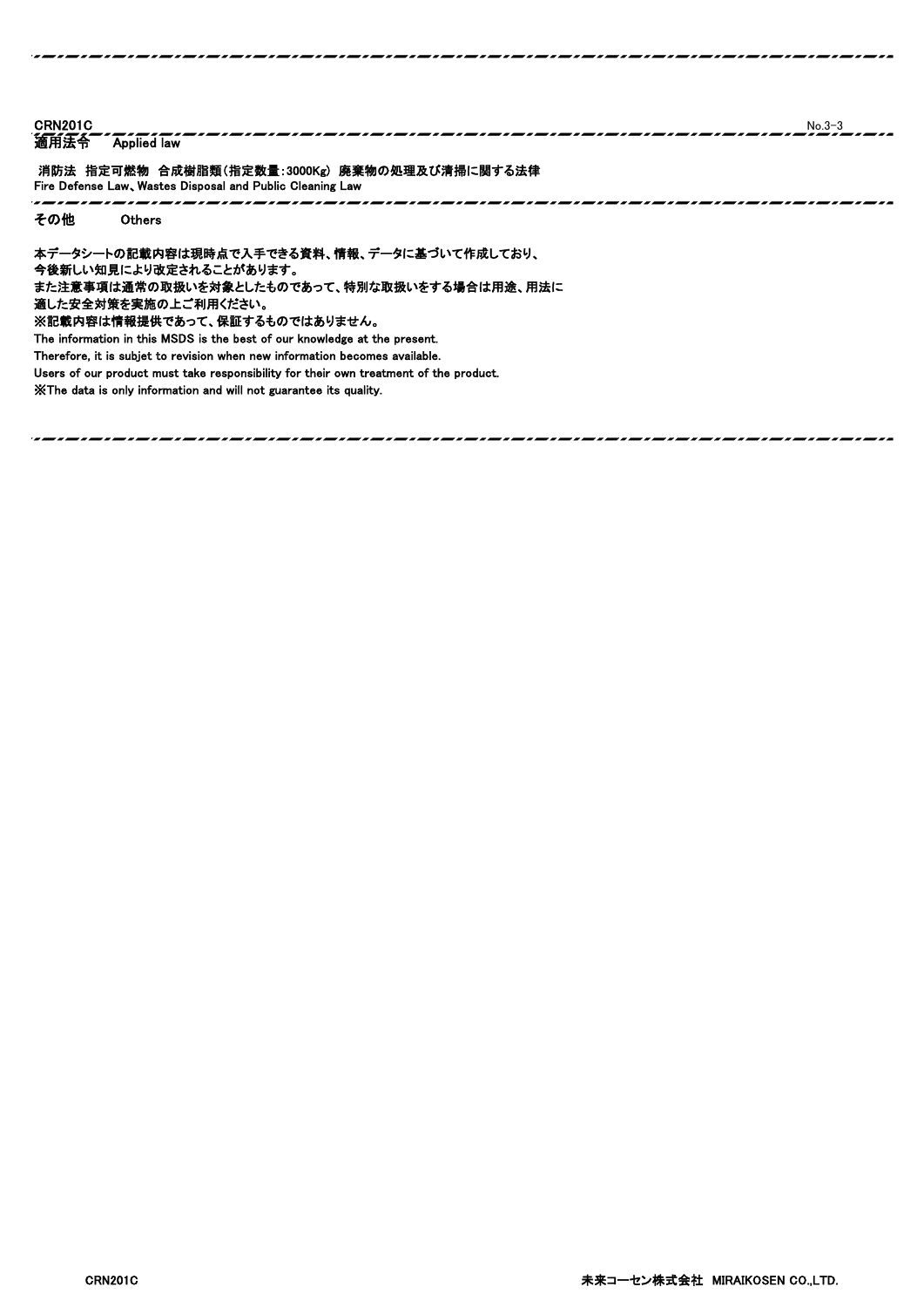## 適用法令　Applied law

消防法　指定可燃物　合成樹脂類（指定数量：3000Kg）　廃棄物の処理及び清掃に関する法律
Fire Defense Law、Wastes Disposal and Public Cleaning Law

## その他　Others

本データシートの記載内容は現時点で入手できる資料、情報、データに基づいて作成しており、
今後新しい知見により改定されることがあります。
また注意事項は通常の取扱いを対象としたものであって、特別な取扱いをする場合は用途、用法に
適した安全対策を実施の上ご利用ください。
※記載内容は情報提供であって、保証するものではありません。
The information in this MSDS is the best of our knowledge at the present.
Therefore, it is subjet to revision when new information becomes available.
Users of our product must take responsibility for their own treatment of the product.
※The data is only information and will not guarantee its quality.